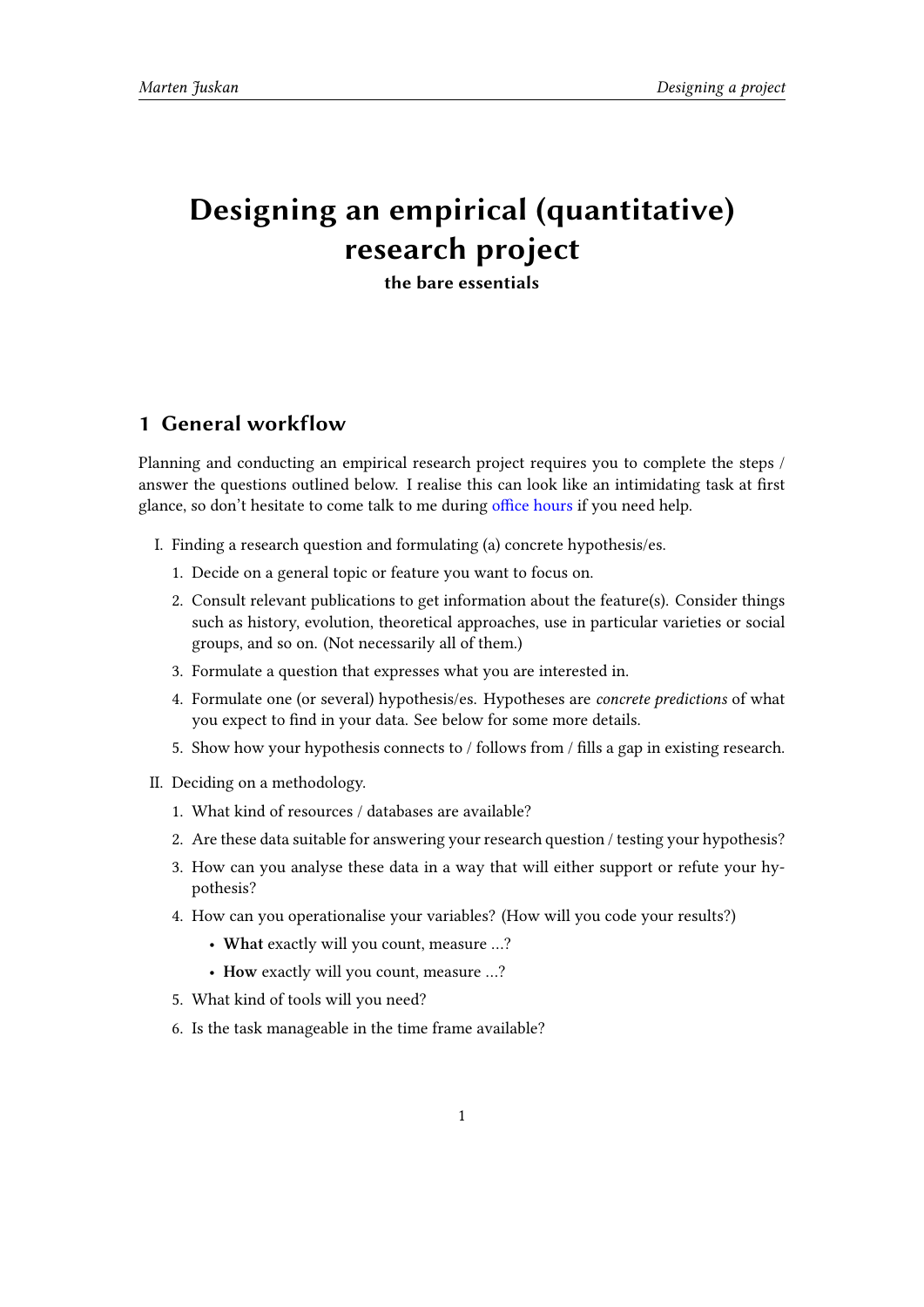# Designing an empirical (quantitative) research project

**the bare essentials**

## 1 General workflow

Planning and conducting an empirical research project requires you to complete the steps / answer the questions outlined below. I realise this can look like an intimidating task at first glance, so don't hesitate to come talk to me during office hours if you need help.

I. Finding a research question and formulating (a) concrete hypothesis/es.
   1. Decide on a general topic or feature you want to focus on.
   2. Consult relevant publications to get information about the feature(s). Consider things such as history, evolution, theoretical approaches, use in particular varieties or social groups, and so on. (Not necessarily all of them.)
   3. Formulate a question that expresses what you are interested in.
   4. Formulate one (or several) hypothesis/es. Hypotheses are *concrete predictions* of what you expect to find in your data. See below for some more details.
   5. Show how your hypothesis connects to / follows from / fills a gap in existing research.

II. Deciding on a methodology.
   1. What kind of resources / databases are available?
   2. Are these data suitable for answering your research question / testing your hypothesis?
   3. How can you analyse these data in a way that will either support or refute your hypothesis?
   4. How can you operationalise your variables? (How will you code your results?)
      - **What** exactly will you count, measure ...?
      - **How** exactly will you count, measure ...?
   5. What kind of tools will you need?
   6. Is the task manageable in the time frame available?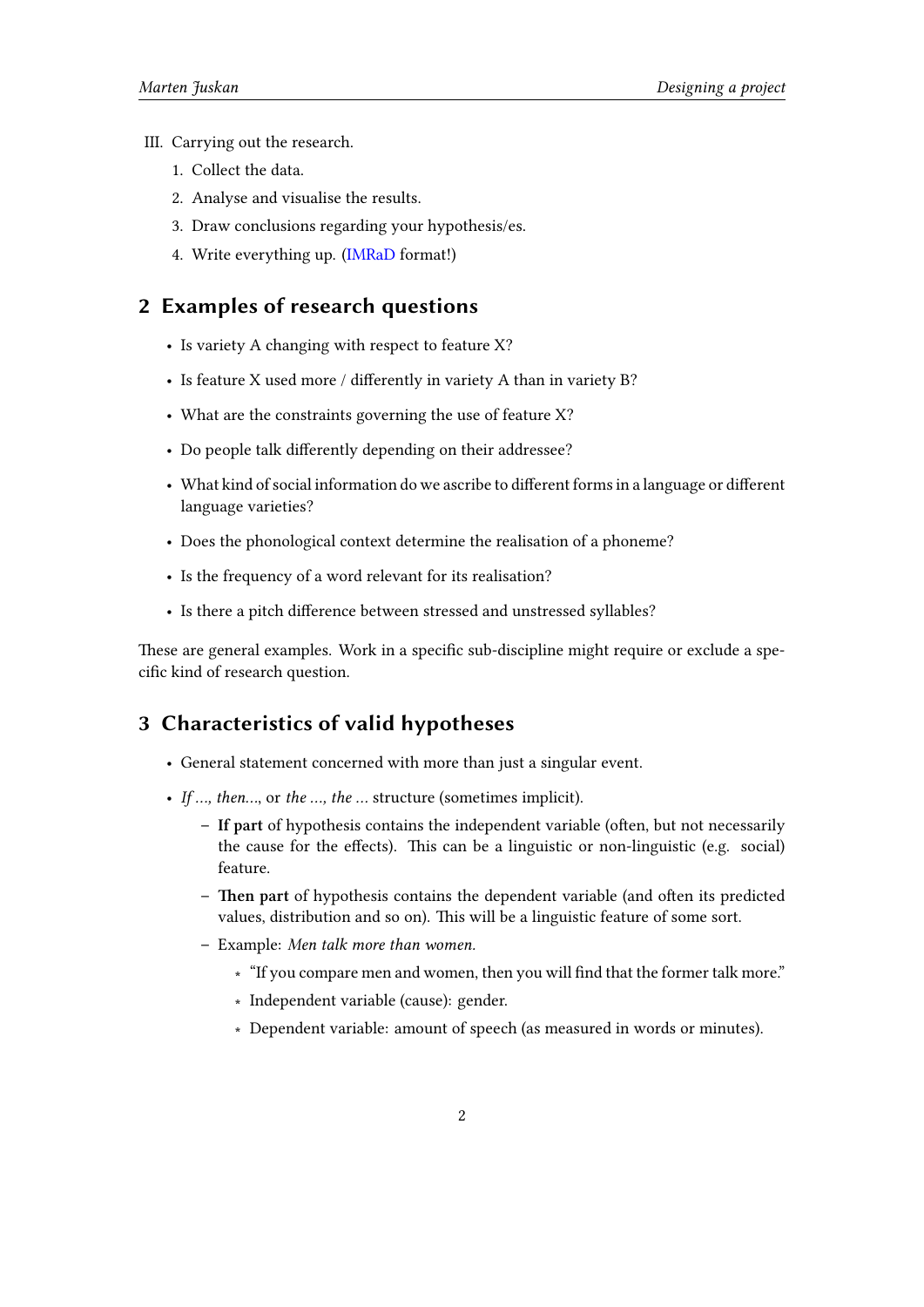III. Carrying out the research.
   1. Collect the data.
   2. Analyse and visualise the results.
   3. Draw conclusions regarding your hypothesis/es.
   4. Write everything up. (IMRaD format!)

## 2 Examples of research questions

- Is variety A changing with respect to feature X?
- Is feature X used more / differently in variety A than in variety B?
- What are the constraints governing the use of feature X?
- Do people talk differently depending on their addressee?
- What kind of social information do we ascribe to different forms in a language or different language varieties?
- Does the phonological context determine the realisation of a phoneme?
- Is the frequency of a word relevant for its realisation?
- Is there a pitch difference between stressed and unstressed syllables?

These are general examples. Work in a specific sub-discipline might require or exclude a specific kind of research question.

## 3 Characteristics of valid hypotheses

- General statement concerned with more than just a singular event.
- *If ..., then...*, or *the ..., the ...* structure (sometimes implicit).
  - **If part** of hypothesis contains the independent variable (often, but not necessarily the cause for the effects). This can be a linguistic or non-linguistic (e.g. social) feature.
  - **Then part** of hypothesis contains the dependent variable (and often its predicted values, distribution and so on). This will be a linguistic feature of some sort.
  - Example: *Men talk more than women.*
    - "If you compare men and women, then you will find that the former talk more."
    - Independent variable (cause): gender.
    - Dependent variable: amount of speech (as measured in words or minutes).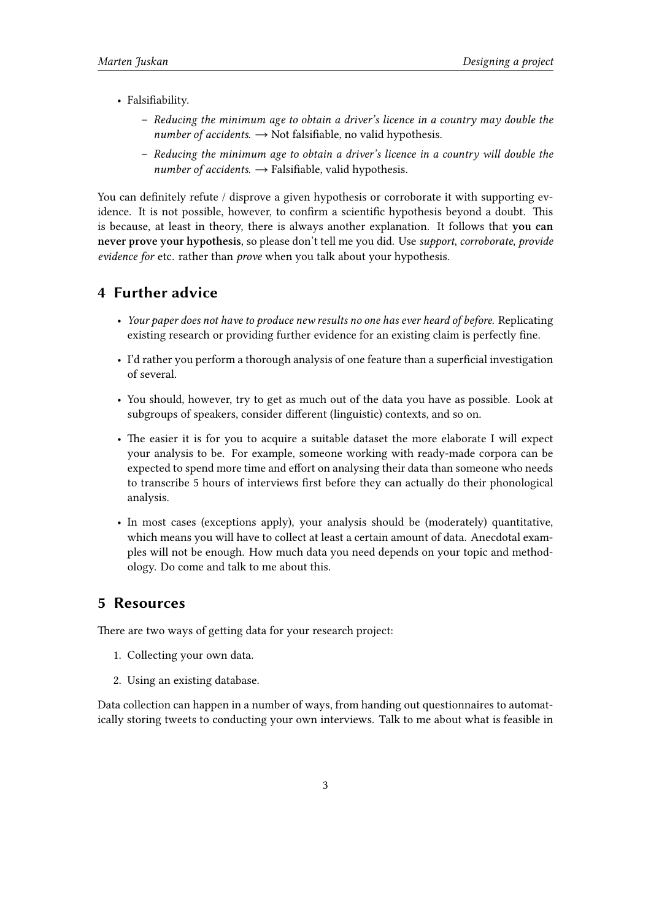- Falsifiability.
  - *Reducing the minimum age to obtain a driver's licence in a country may double the number of accidents.* → Not falsifiable, no valid hypothesis.
  - *Reducing the minimum age to obtain a driver's licence in a country will double the number of accidents.* → Falsifiable, valid hypothesis.

You can definitely refute / disprove a given hypothesis or corroborate it with supporting evidence. It is not possible, however, to confirm a scientific hypothesis beyond a doubt. This is because, at least in theory, there is always another explanation. It follows that **you can never prove your hypothesis**, so please don't tell me you did. Use *support*, *corroborate*, *provide evidence for* etc. rather than *prove* when you talk about your hypothesis.

## 4 Further advice

- *Your paper does not have to produce new results no one has ever heard of before.* Replicating existing research or providing further evidence for an existing claim is perfectly fine.
- I'd rather you perform a thorough analysis of one feature than a superficial investigation of several.
- You should, however, try to get as much out of the data you have as possible. Look at subgroups of speakers, consider different (linguistic) contexts, and so on.
- The easier it is for you to acquire a suitable dataset the more elaborate I will expect your analysis to be. For example, someone working with ready-made corpora can be expected to spend more time and effort on analysing their data than someone who needs to transcribe 5 hours of interviews first before they can actually do their phonological analysis.
- In most cases (exceptions apply), your analysis should be (moderately) quantitative, which means you will have to collect at least a certain amount of data. Anecdotal examples will not be enough. How much data you need depends on your topic and methodology. Do come and talk to me about this.

## 5 Resources

There are two ways of getting data for your research project:

1. Collecting your own data.
2. Using an existing database.

Data collection can happen in a number of ways, from handing out questionnaires to automatically storing tweets to conducting your own interviews. Talk to me about what is feasible in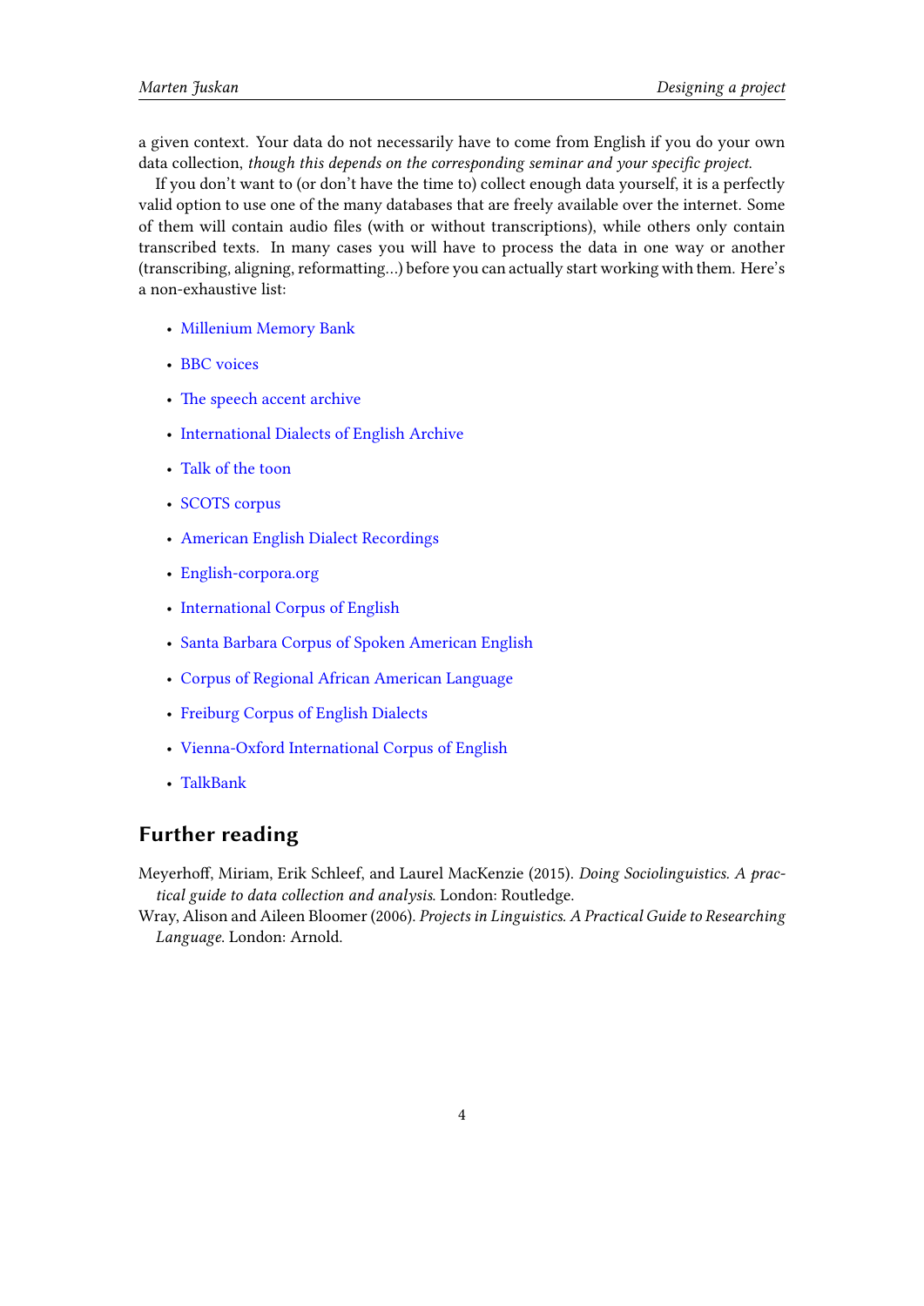a given context. Your data do not necessarily have to come from English if you do your own data collection, *though this depends on the corresponding seminar and your specific project.*

If you don't want to (or don't have the time to) collect enough data yourself, it is a perfectly valid option to use one of the many databases that are freely available over the internet. Some of them will contain audio files (with or without transcriptions), while others only contain transcribed texts. In many cases you will have to process the data in one way or another (transcribing, aligning, reformatting…) before you can actually start working with them. Here's a non-exhaustive list:

- Millenium Memory Bank
- BBC voices
- The speech accent archive
- International Dialects of English Archive
- Talk of the toon
- SCOTS corpus
- American English Dialect Recordings
- English-corpora.org
- International Corpus of English
- Santa Barbara Corpus of Spoken American English
- Corpus of Regional African American Language
- Freiburg Corpus of English Dialects
- Vienna-Oxford International Corpus of English
- TalkBank

## Further reading

Meyerhoff, Miriam, Erik Schleef, and Laurel MacKenzie (2015). *Doing Sociolinguistics. A practical guide to data collection and analysis*. London: Routledge.

Wray, Alison and Aileen Bloomer (2006). *Projects in Linguistics. A Practical Guide to Researching Language*. London: Arnold.